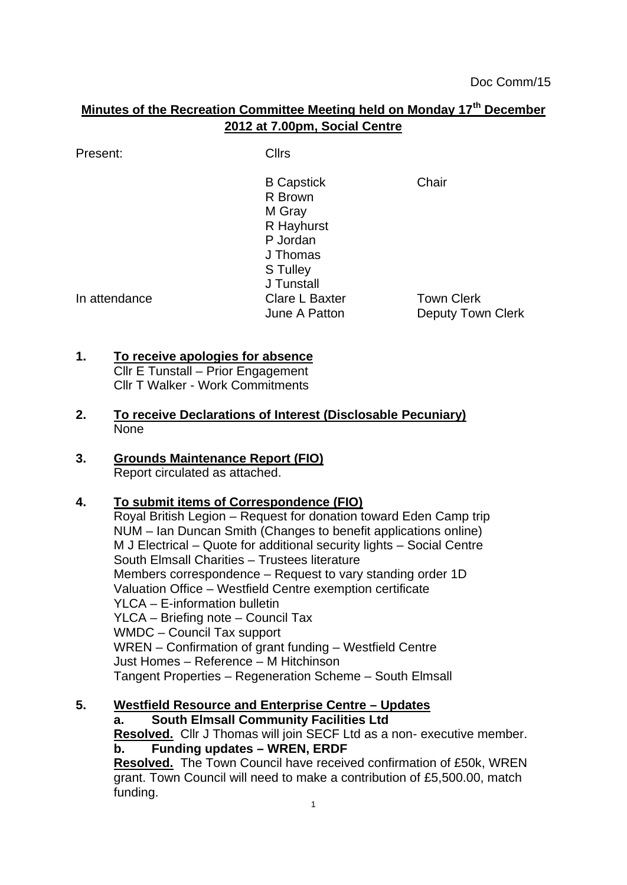Doc Comm/15

# Minutes of the Recreation Committee Meeting held on Monday 17th December 2012 at 7.00pm, Social Centre

| Present: | Cllrs | |
|---|---|---|
| | B Capstick | Chair |
| | R Brown | |
| | M Gray | |
| | R Hayhurst | |
| | P Jordan | |
| | J Thomas | |
| | S Tulley | |
| | J Tunstall | |
| In attendance | Clare L Baxter | Town Clerk |
| | June A Patton | Deputy Town Clerk |

**1. To receive apologies for absence**

Cllr E Tunstall – Prior Engagement
Cllr T Walker - Work Commitments

**2. To receive Declarations of Interest (Disclosable Pecuniary)**

None

**3. Grounds Maintenance Report (FIO)**

Report circulated as attached.

**4. To submit items of Correspondence (FIO)**

Royal British Legion – Request for donation toward Eden Camp trip
NUM – Ian Duncan Smith (Changes to benefit applications online)
M J Electrical – Quote for additional security lights – Social Centre
South Elmsall Charities – Trustees literature
Members correspondence – Request to vary standing order 1D
Valuation Office – Westfield Centre exemption certificate
YLCA – E-information bulletin
YLCA – Briefing note – Council Tax
WMDC – Council Tax support
WREN – Confirmation of grant funding – Westfield Centre
Just Homes – Reference – M Hitchinson
Tangent Properties – Regeneration Scheme – South Elmsall

**5. Westfield Resource and Enterprise Centre – Updates**

**a. South Elmsall Community Facilities Ltd**

**Resolved.** Cllr J Thomas will join SECF Ltd as a non- executive member.

**b. Funding updates – WREN, ERDF**

**Resolved.** The Town Council have received confirmation of £50k, WREN grant. Town Council will need to make a contribution of £5,500.00, match funding.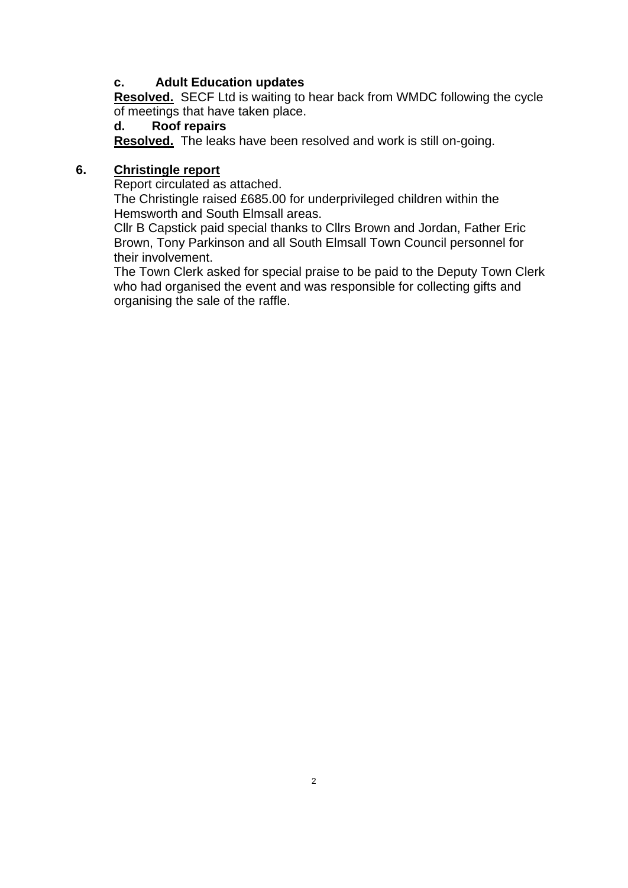**c. Adult Education updates**

**Resolved.** SECF Ltd is waiting to hear back from WMDC following the cycle of meetings that have taken place.

**d. Roof repairs**

**Resolved.** The leaks have been resolved and work is still on-going.

## 6. Christingle report

Report circulated as attached.

The Christingle raised £685.00 for underprivileged children within the Hemsworth and South Elmsall areas.

Cllr B Capstick paid special thanks to Cllrs Brown and Jordan, Father Eric Brown, Tony Parkinson and all South Elmsall Town Council personnel for their involvement.

The Town Clerk asked for special praise to be paid to the Deputy Town Clerk who had organised the event and was responsible for collecting gifts and organising the sale of the raffle.